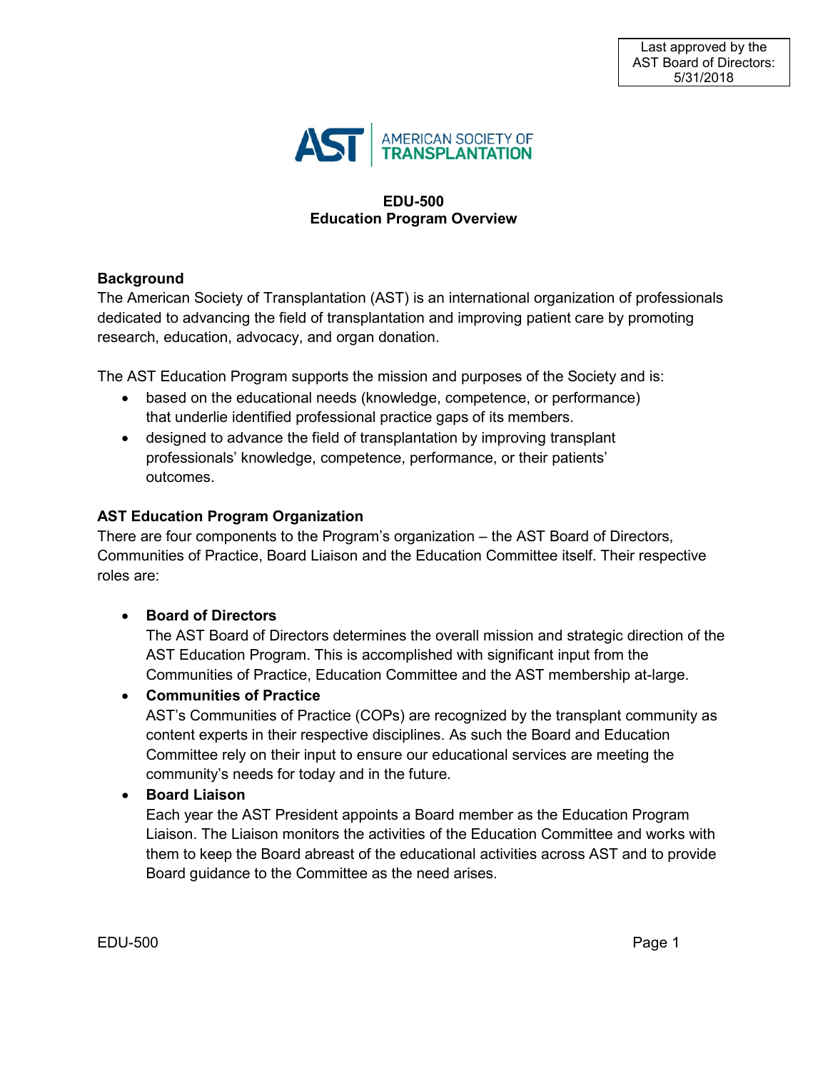Last approved by the AST Board of Directors: 5/31/2018

AMERICAN SOCIETY OF TRANSPLANTATION

# EDU-500
# Education Program Overview

## Background

The American Society of Transplantation (AST) is an international organization of professionals dedicated to advancing the field of transplantation and improving patient care by promoting research, education, advocacy, and organ donation.

The AST Education Program supports the mission and purposes of the Society and is:

- based on the educational needs (knowledge, competence, or performance) that underlie identified professional practice gaps of its members.
- designed to advance the field of transplantation by improving transplant professionals' knowledge, competence, performance, or their patients' outcomes.

## AST Education Program Organization

There are four components to the Program's organization – the AST Board of Directors, Communities of Practice, Board Liaison and the Education Committee itself. Their respective roles are:

- **Board of Directors**
  The AST Board of Directors determines the overall mission and strategic direction of the AST Education Program. This is accomplished with significant input from the Communities of Practice, Education Committee and the AST membership at-large.
- **Communities of Practice**
  AST's Communities of Practice (COPs) are recognized by the transplant community as content experts in their respective disciplines. As such the Board and Education Committee rely on their input to ensure our educational services are meeting the community's needs for today and in the future.
- **Board Liaison**
  Each year the AST President appoints a Board member as the Education Program Liaison. The Liaison monitors the activities of the Education Committee and works with them to keep the Board abreast of the educational activities across AST and to provide Board guidance to the Committee as the need arises.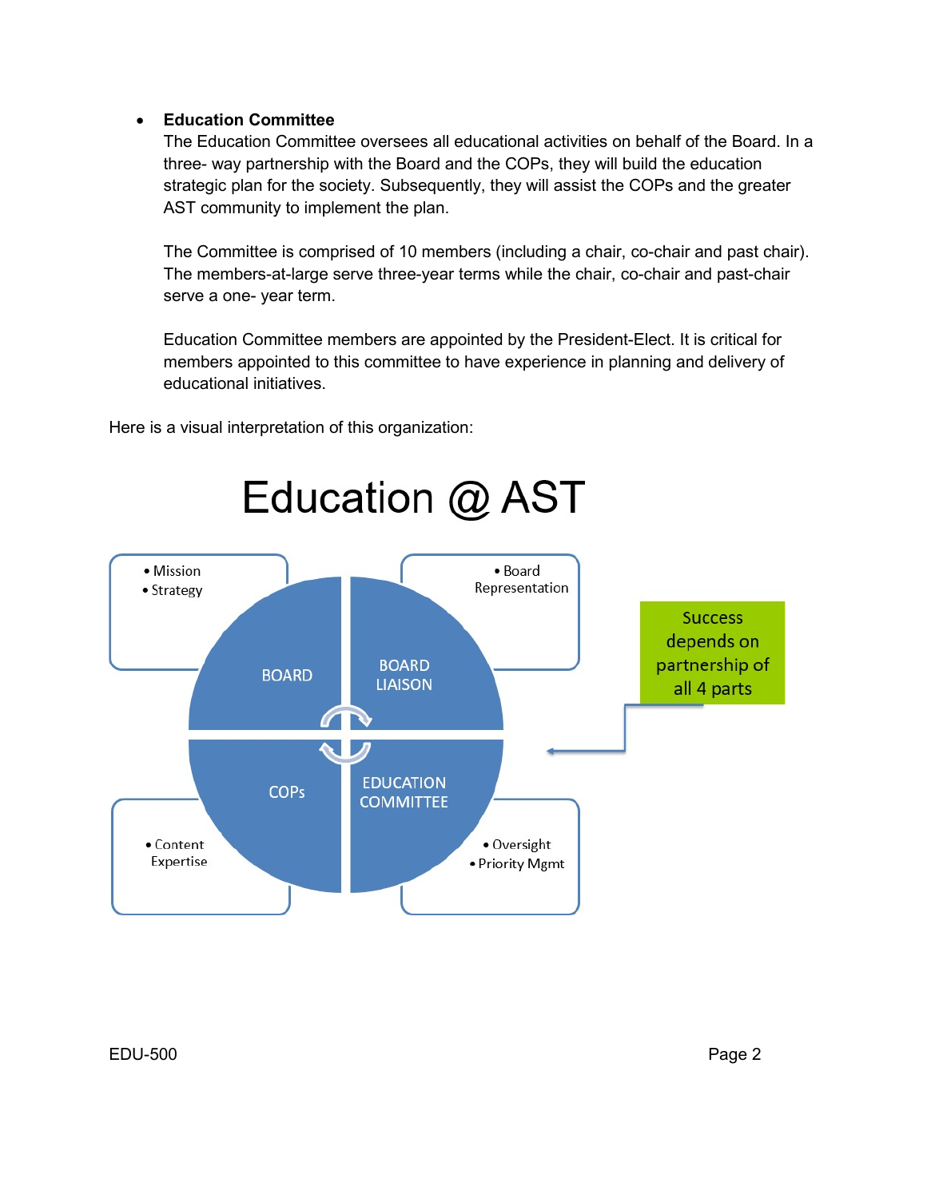- **Education Committee**

  The Education Committee oversees all educational activities on behalf of the Board. In a three- way partnership with the Board and the COPs, they will build the education strategic plan for the society. Subsequently, they will assist the COPs and the greater AST community to implement the plan.

  The Committee is comprised of 10 members (including a chair, co-chair and past chair). The members-at-large serve three-year terms while the chair, co-chair and past-chair serve a one- year term.

  Education Committee members are appointed by the President-Elect. It is critical for members appointed to this committee to have experience in planning and delivery of educational initiatives.

Here is a visual interpretation of this organization:

# Education @ AST

- **BOARD**
  - Mission
  - Strategy
- **BOARD LIAISON**
  - Board Representation
- **COPs**
  - Content Expertise
- **EDUCATION COMMITTEE**
  - Oversight
  - Priority Mgmt

Success depends on partnership of all 4 parts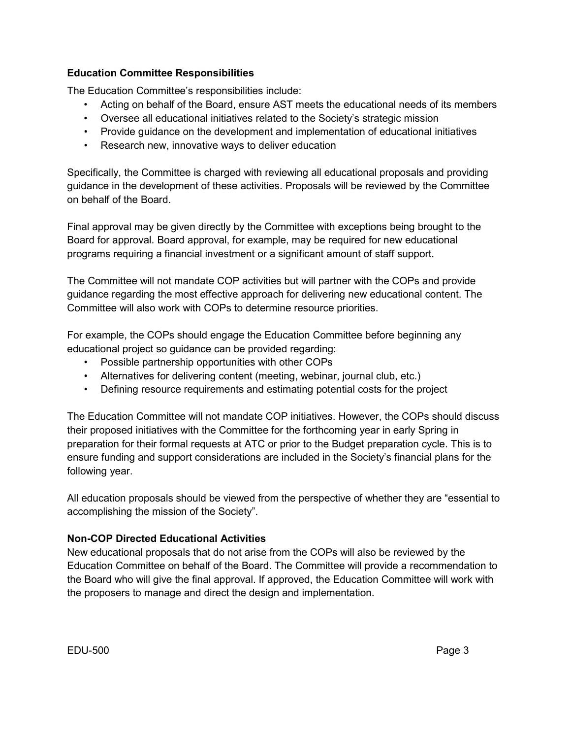**Education Committee Responsibilities**

The Education Committee's responsibilities include:

- Acting on behalf of the Board, ensure AST meets the educational needs of its members
- Oversee all educational initiatives related to the Society's strategic mission
- Provide guidance on the development and implementation of educational initiatives
- Research new, innovative ways to deliver education

Specifically, the Committee is charged with reviewing all educational proposals and providing guidance in the development of these activities. Proposals will be reviewed by the Committee on behalf of the Board.

Final approval may be given directly by the Committee with exceptions being brought to the Board for approval. Board approval, for example, may be required for new educational programs requiring a financial investment or a significant amount of staff support.

The Committee will not mandate COP activities but will partner with the COPs and provide guidance regarding the most effective approach for delivering new educational content. The Committee will also work with COPs to determine resource priorities.

For example, the COPs should engage the Education Committee before beginning any educational project so guidance can be provided regarding:

- Possible partnership opportunities with other COPs
- Alternatives for delivering content (meeting, webinar, journal club, etc.)
- Defining resource requirements and estimating potential costs for the project

The Education Committee will not mandate COP initiatives. However, the COPs should discuss their proposed initiatives with the Committee for the forthcoming year in early Spring in preparation for their formal requests at ATC or prior to the Budget preparation cycle. This is to ensure funding and support considerations are included in the Society's financial plans for the following year.

All education proposals should be viewed from the perspective of whether they are "essential to accomplishing the mission of the Society".

**Non-COP Directed Educational Activities**

New educational proposals that do not arise from the COPs will also be reviewed by the Education Committee on behalf of the Board. The Committee will provide a recommendation to the Board who will give the final approval. If approved, the Education Committee will work with the proposers to manage and direct the design and implementation.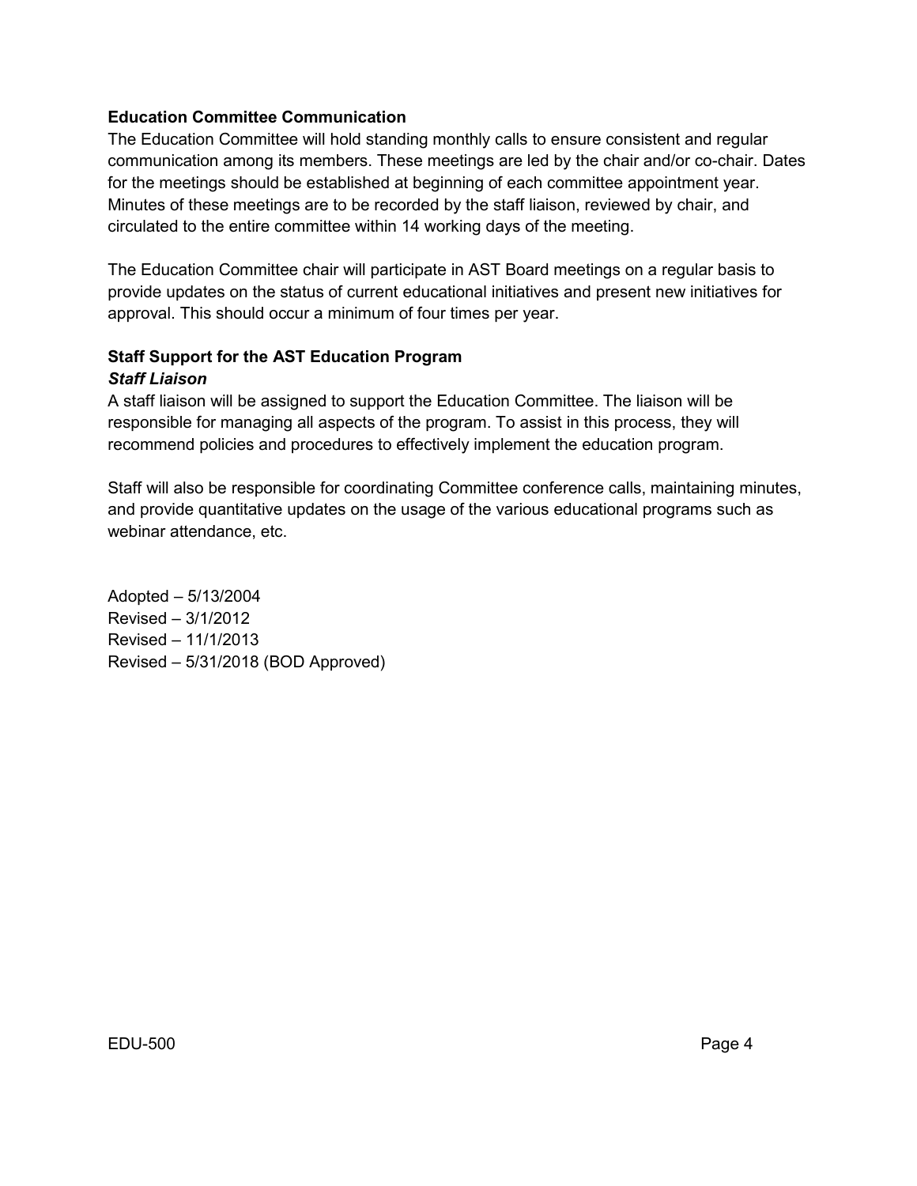**Education Committee Communication**

The Education Committee will hold standing monthly calls to ensure consistent and regular communication among its members. These meetings are led by the chair and/or co-chair. Dates for the meetings should be established at beginning of each committee appointment year. Minutes of these meetings are to be recorded by the staff liaison, reviewed by chair, and circulated to the entire committee within 14 working days of the meeting.

The Education Committee chair will participate in AST Board meetings on a regular basis to provide updates on the status of current educational initiatives and present new initiatives for approval. This should occur a minimum of four times per year.

**Staff Support for the AST Education Program**

***Staff Liaison***

A staff liaison will be assigned to support the Education Committee. The liaison will be responsible for managing all aspects of the program. To assist in this process, they will recommend policies and procedures to effectively implement the education program.

Staff will also be responsible for coordinating Committee conference calls, maintaining minutes, and provide quantitative updates on the usage of the various educational programs such as webinar attendance, etc.

Adopted – 5/13/2004
Revised – 3/1/2012
Revised – 11/1/2013
Revised – 5/31/2018 (BOD Approved)